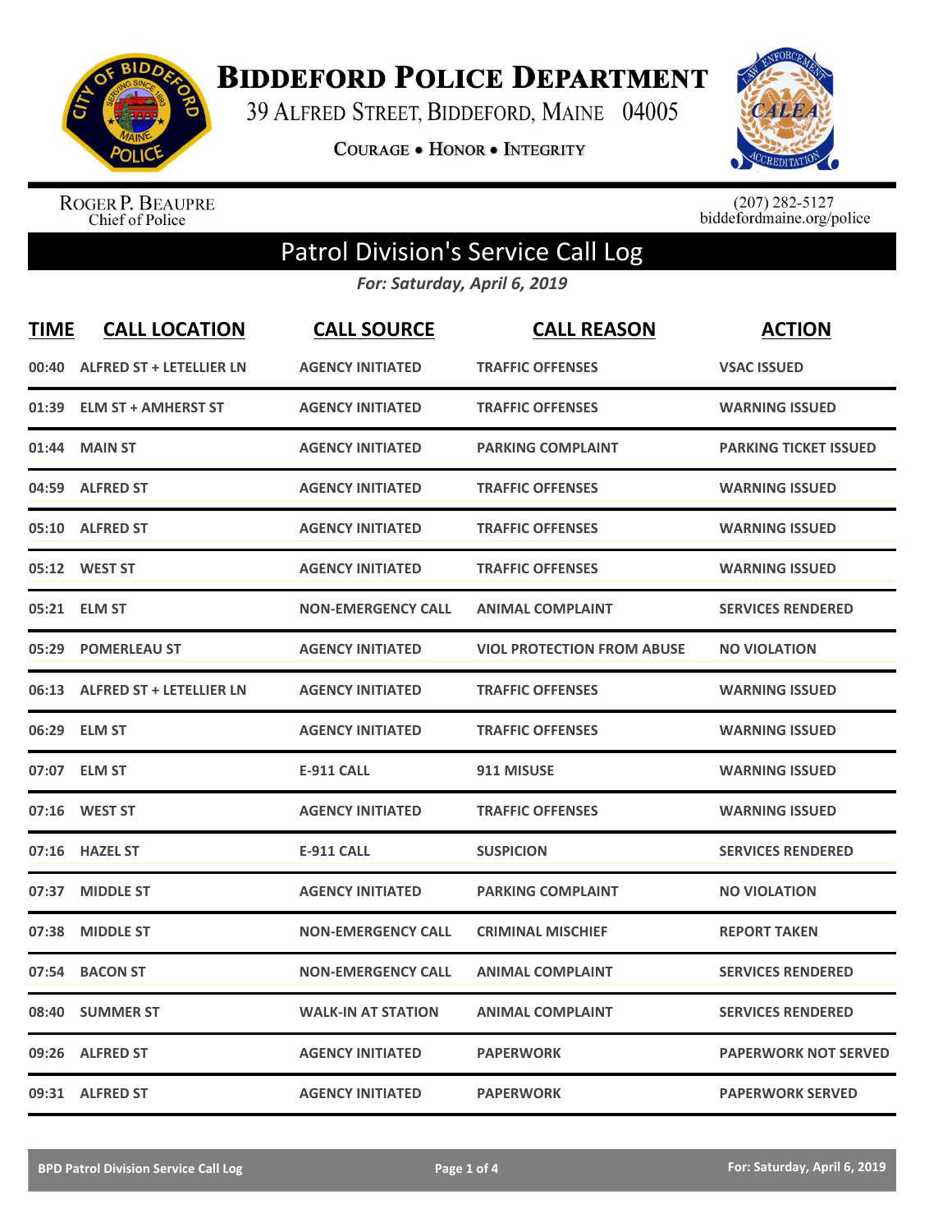# Biddeford Police Department

39 Alfred Street, Biddeford, Maine 04005

Courage • Honor • Integrity

Roger P. Beaupre
Chief of Police

(207) 282-5127
biddefordmaine.org/police

## Patrol Division's Service Call Log

*For: Saturday, April 6, 2019*

| TIME | CALL LOCATION | CALL SOURCE | CALL REASON | ACTION |
|---|---|---|---|---|
| 00:40 | ALFRED ST + LETELLIER LN | AGENCY INITIATED | TRAFFIC OFFENSES | VSAC ISSUED |
| 01:39 | ELM ST + AMHERST ST | AGENCY INITIATED | TRAFFIC OFFENSES | WARNING ISSUED |
| 01:44 | MAIN ST | AGENCY INITIATED | PARKING COMPLAINT | PARKING TICKET ISSUED |
| 04:59 | ALFRED ST | AGENCY INITIATED | TRAFFIC OFFENSES | WARNING ISSUED |
| 05:10 | ALFRED ST | AGENCY INITIATED | TRAFFIC OFFENSES | WARNING ISSUED |
| 05:12 | WEST ST | AGENCY INITIATED | TRAFFIC OFFENSES | WARNING ISSUED |
| 05:21 | ELM ST | NON-EMERGENCY CALL | ANIMAL COMPLAINT | SERVICES RENDERED |
| 05:29 | POMERLEAU ST | AGENCY INITIATED | VIOL PROTECTION FROM ABUSE | NO VIOLATION |
| 06:13 | ALFRED ST + LETELLIER LN | AGENCY INITIATED | TRAFFIC OFFENSES | WARNING ISSUED |
| 06:29 | ELM ST | AGENCY INITIATED | TRAFFIC OFFENSES | WARNING ISSUED |
| 07:07 | ELM ST | E-911 CALL | 911 MISUSE | WARNING ISSUED |
| 07:16 | WEST ST | AGENCY INITIATED | TRAFFIC OFFENSES | WARNING ISSUED |
| 07:16 | HAZEL ST | E-911 CALL | SUSPICION | SERVICES RENDERED |
| 07:37 | MIDDLE ST | AGENCY INITIATED | PARKING COMPLAINT | NO VIOLATION |
| 07:38 | MIDDLE ST | NON-EMERGENCY CALL | CRIMINAL MISCHIEF | REPORT TAKEN |
| 07:54 | BACON ST | NON-EMERGENCY CALL | ANIMAL COMPLAINT | SERVICES RENDERED |
| 08:40 | SUMMER ST | WALK-IN AT STATION | ANIMAL COMPLAINT | SERVICES RENDERED |
| 09:26 | ALFRED ST | AGENCY INITIATED | PAPERWORK | PAPERWORK NOT SERVED |
| 09:31 | ALFRED ST | AGENCY INITIATED | PAPERWORK | PAPERWORK SERVED |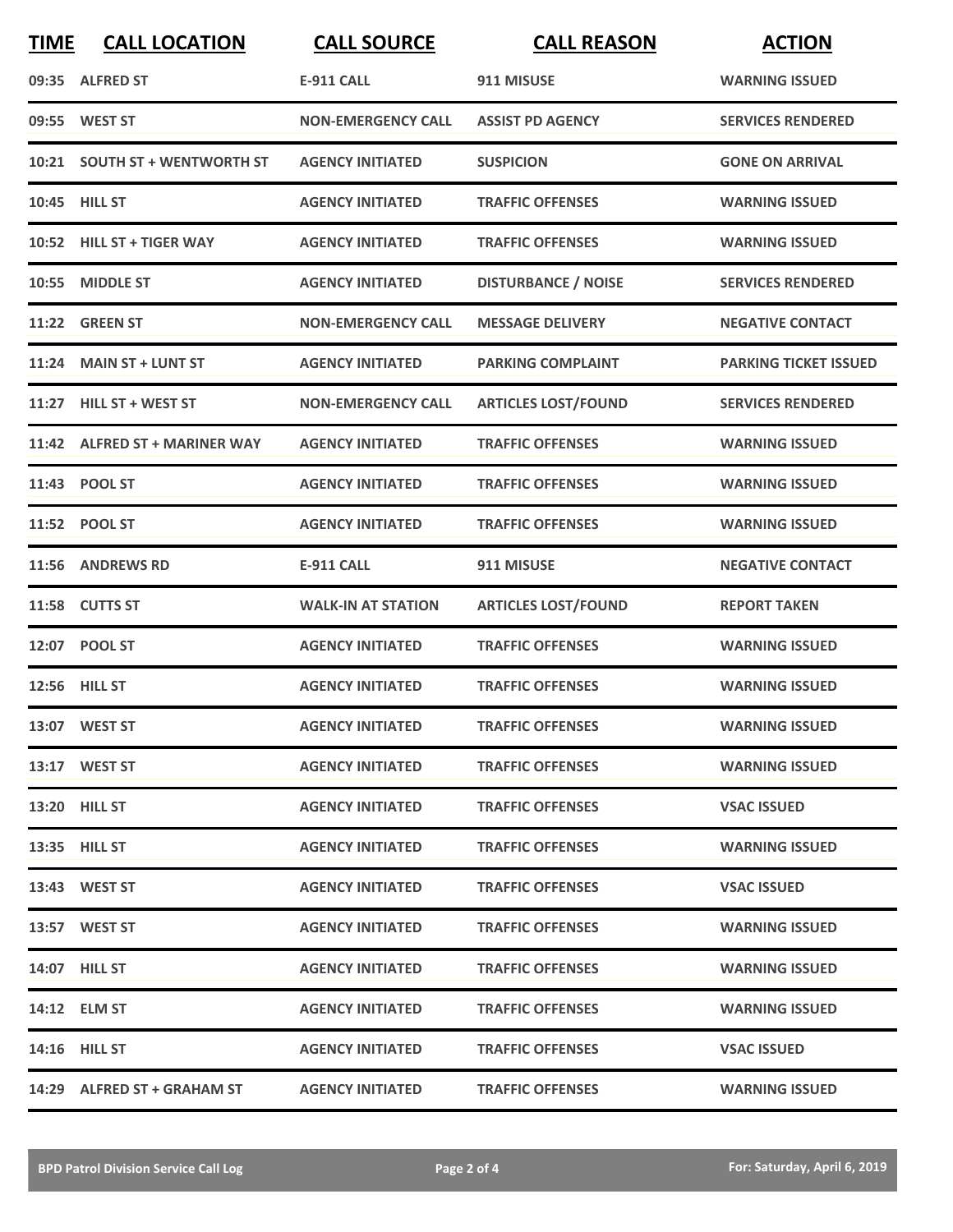| TIME | CALL LOCATION | CALL SOURCE | CALL REASON | ACTION |
|---|---|---|---|---|
| 09:35 | ALFRED ST | E-911 CALL | 911 MISUSE | WARNING ISSUED |
| 09:55 | WEST ST | NON-EMERGENCY CALL | ASSIST PD AGENCY | SERVICES RENDERED |
| 10:21 | SOUTH ST + WENTWORTH ST | AGENCY INITIATED | SUSPICION | GONE ON ARRIVAL |
| 10:45 | HILL ST | AGENCY INITIATED | TRAFFIC OFFENSES | WARNING ISSUED |
| 10:52 | HILL ST + TIGER WAY | AGENCY INITIATED | TRAFFIC OFFENSES | WARNING ISSUED |
| 10:55 | MIDDLE ST | AGENCY INITIATED | DISTURBANCE / NOISE | SERVICES RENDERED |
| 11:22 | GREEN ST | NON-EMERGENCY CALL | MESSAGE DELIVERY | NEGATIVE CONTACT |
| 11:24 | MAIN ST + LUNT ST | AGENCY INITIATED | PARKING COMPLAINT | PARKING TICKET ISSUED |
| 11:27 | HILL ST + WEST ST | NON-EMERGENCY CALL | ARTICLES LOST/FOUND | SERVICES RENDERED |
| 11:42 | ALFRED ST + MARINER WAY | AGENCY INITIATED | TRAFFIC OFFENSES | WARNING ISSUED |
| 11:43 | POOL ST | AGENCY INITIATED | TRAFFIC OFFENSES | WARNING ISSUED |
| 11:52 | POOL ST | AGENCY INITIATED | TRAFFIC OFFENSES | WARNING ISSUED |
| 11:56 | ANDREWS RD | E-911 CALL | 911 MISUSE | NEGATIVE CONTACT |
| 11:58 | CUTTS ST | WALK-IN AT STATION | ARTICLES LOST/FOUND | REPORT TAKEN |
| 12:07 | POOL ST | AGENCY INITIATED | TRAFFIC OFFENSES | WARNING ISSUED |
| 12:56 | HILL ST | AGENCY INITIATED | TRAFFIC OFFENSES | WARNING ISSUED |
| 13:07 | WEST ST | AGENCY INITIATED | TRAFFIC OFFENSES | WARNING ISSUED |
| 13:17 | WEST ST | AGENCY INITIATED | TRAFFIC OFFENSES | WARNING ISSUED |
| 13:20 | HILL ST | AGENCY INITIATED | TRAFFIC OFFENSES | VSAC ISSUED |
| 13:35 | HILL ST | AGENCY INITIATED | TRAFFIC OFFENSES | WARNING ISSUED |
| 13:43 | WEST ST | AGENCY INITIATED | TRAFFIC OFFENSES | VSAC ISSUED |
| 13:57 | WEST ST | AGENCY INITIATED | TRAFFIC OFFENSES | WARNING ISSUED |
| 14:07 | HILL ST | AGENCY INITIATED | TRAFFIC OFFENSES | WARNING ISSUED |
| 14:12 | ELM ST | AGENCY INITIATED | TRAFFIC OFFENSES | WARNING ISSUED |
| 14:16 | HILL ST | AGENCY INITIATED | TRAFFIC OFFENSES | VSAC ISSUED |
| 14:29 | ALFRED ST + GRAHAM ST | AGENCY INITIATED | TRAFFIC OFFENSES | WARNING ISSUED |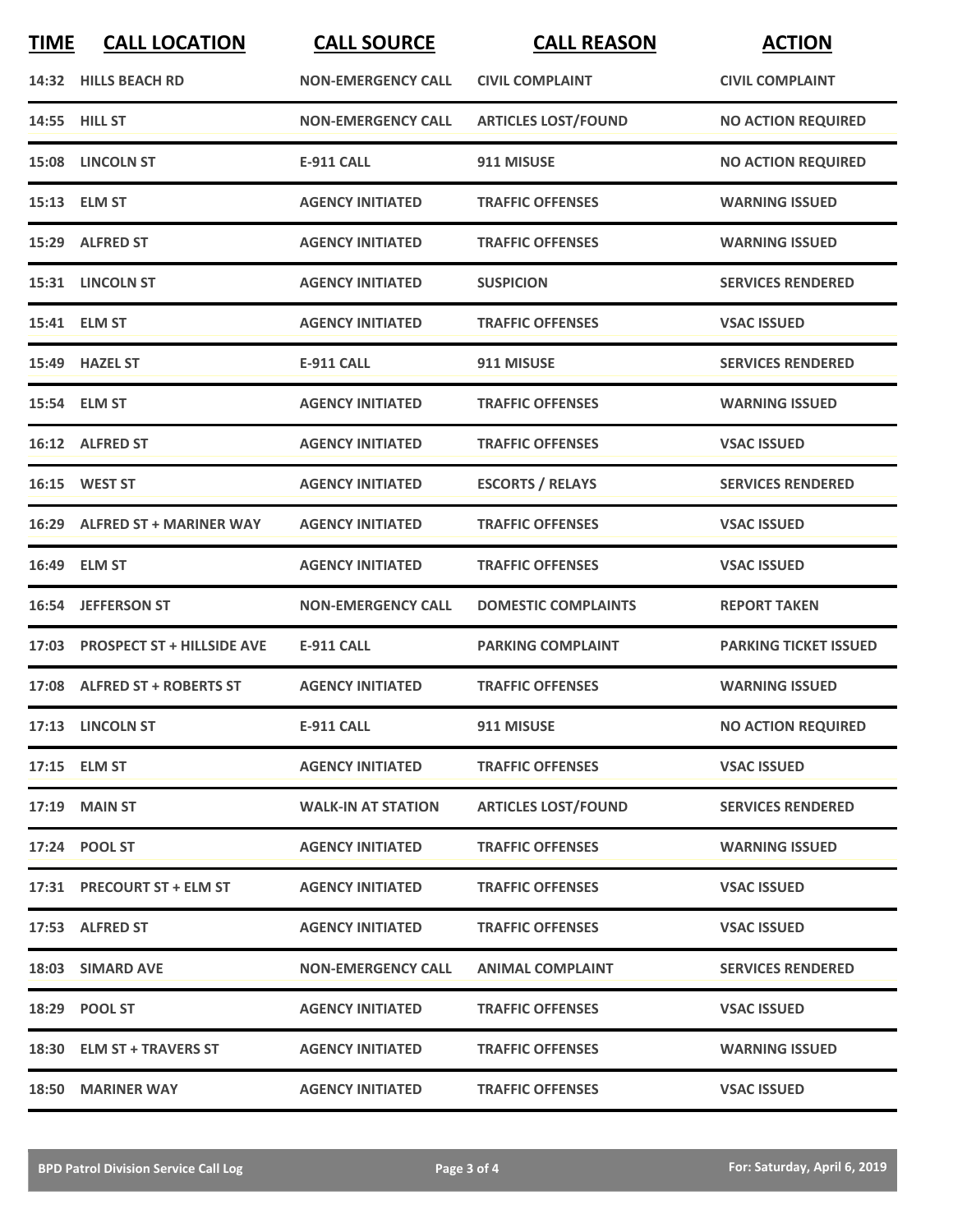| TIME | CALL LOCATION | CALL SOURCE | CALL REASON | ACTION |
|---|---|---|---|---|
| 14:32 | HILLS BEACH RD | NON-EMERGENCY CALL | CIVIL COMPLAINT | CIVIL COMPLAINT |
| 14:55 | HILL ST | NON-EMERGENCY CALL | ARTICLES LOST/FOUND | NO ACTION REQUIRED |
| 15:08 | LINCOLN ST | E-911 CALL | 911 MISUSE | NO ACTION REQUIRED |
| 15:13 | ELM ST | AGENCY INITIATED | TRAFFIC OFFENSES | WARNING ISSUED |
| 15:29 | ALFRED ST | AGENCY INITIATED | TRAFFIC OFFENSES | WARNING ISSUED |
| 15:31 | LINCOLN ST | AGENCY INITIATED | SUSPICION | SERVICES RENDERED |
| 15:41 | ELM ST | AGENCY INITIATED | TRAFFIC OFFENSES | VSAC ISSUED |
| 15:49 | HAZEL ST | E-911 CALL | 911 MISUSE | SERVICES RENDERED |
| 15:54 | ELM ST | AGENCY INITIATED | TRAFFIC OFFENSES | WARNING ISSUED |
| 16:12 | ALFRED ST | AGENCY INITIATED | TRAFFIC OFFENSES | VSAC ISSUED |
| 16:15 | WEST ST | AGENCY INITIATED | ESCORTS / RELAYS | SERVICES RENDERED |
| 16:29 | ALFRED ST + MARINER WAY | AGENCY INITIATED | TRAFFIC OFFENSES | VSAC ISSUED |
| 16:49 | ELM ST | AGENCY INITIATED | TRAFFIC OFFENSES | VSAC ISSUED |
| 16:54 | JEFFERSON ST | NON-EMERGENCY CALL | DOMESTIC COMPLAINTS | REPORT TAKEN |
| 17:03 | PROSPECT ST + HILLSIDE AVE | E-911 CALL | PARKING COMPLAINT | PARKING TICKET ISSUED |
| 17:08 | ALFRED ST + ROBERTS ST | AGENCY INITIATED | TRAFFIC OFFENSES | WARNING ISSUED |
| 17:13 | LINCOLN ST | E-911 CALL | 911 MISUSE | NO ACTION REQUIRED |
| 17:15 | ELM ST | AGENCY INITIATED | TRAFFIC OFFENSES | VSAC ISSUED |
| 17:19 | MAIN ST | WALK-IN AT STATION | ARTICLES LOST/FOUND | SERVICES RENDERED |
| 17:24 | POOL ST | AGENCY INITIATED | TRAFFIC OFFENSES | WARNING ISSUED |
| 17:31 | PRECOURT ST + ELM ST | AGENCY INITIATED | TRAFFIC OFFENSES | VSAC ISSUED |
| 17:53 | ALFRED ST | AGENCY INITIATED | TRAFFIC OFFENSES | VSAC ISSUED |
| 18:03 | SIMARD AVE | NON-EMERGENCY CALL | ANIMAL COMPLAINT | SERVICES RENDERED |
| 18:29 | POOL ST | AGENCY INITIATED | TRAFFIC OFFENSES | VSAC ISSUED |
| 18:30 | ELM ST + TRAVERS ST | AGENCY INITIATED | TRAFFIC OFFENSES | WARNING ISSUED |
| 18:50 | MARINER WAY | AGENCY INITIATED | TRAFFIC OFFENSES | VSAC ISSUED |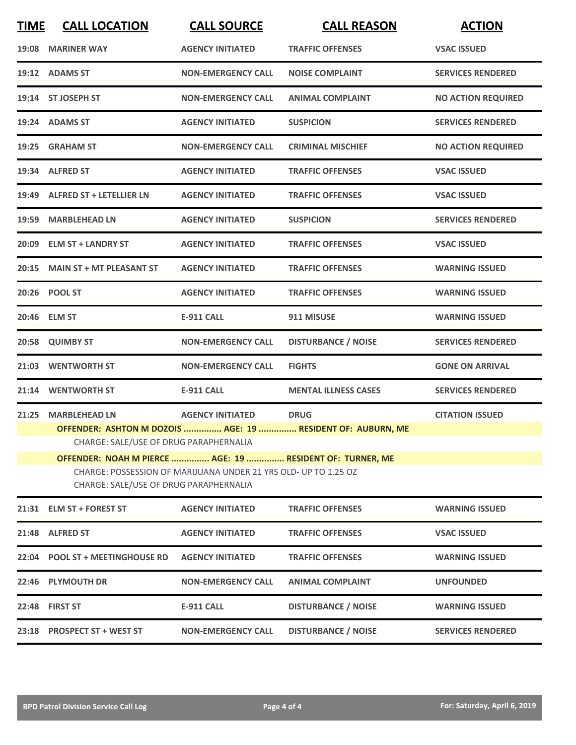| TIME | CALL LOCATION | CALL SOURCE | CALL REASON | ACTION |
|---|---|---|---|---|
| 19:08 | MARINER WAY | AGENCY INITIATED | TRAFFIC OFFENSES | VSAC ISSUED |
| 19:12 | ADAMS ST | NON-EMERGENCY CALL | NOISE COMPLAINT | SERVICES RENDERED |
| 19:14 | ST JOSEPH ST | NON-EMERGENCY CALL | ANIMAL COMPLAINT | NO ACTION REQUIRED |
| 19:24 | ADAMS ST | AGENCY INITIATED | SUSPICION | SERVICES RENDERED |
| 19:25 | GRAHAM ST | NON-EMERGENCY CALL | CRIMINAL MISCHIEF | NO ACTION REQUIRED |
| 19:34 | ALFRED ST | AGENCY INITIATED | TRAFFIC OFFENSES | VSAC ISSUED |
| 19:49 | ALFRED ST + LETELLIER LN | AGENCY INITIATED | TRAFFIC OFFENSES | VSAC ISSUED |
| 19:59 | MARBLEHEAD LN | AGENCY INITIATED | SUSPICION | SERVICES RENDERED |
| 20:09 | ELM ST + LANDRY ST | AGENCY INITIATED | TRAFFIC OFFENSES | VSAC ISSUED |
| 20:15 | MAIN ST + MT PLEASANT ST | AGENCY INITIATED | TRAFFIC OFFENSES | WARNING ISSUED |
| 20:26 | POOL ST | AGENCY INITIATED | TRAFFIC OFFENSES | WARNING ISSUED |
| 20:46 | ELM ST | E-911 CALL | 911 MISUSE | WARNING ISSUED |
| 20:58 | QUIMBY ST | NON-EMERGENCY CALL | DISTURBANCE / NOISE | SERVICES RENDERED |
| 21:03 | WENTWORTH ST | NON-EMERGENCY CALL | FIGHTS | GONE ON ARRIVAL |
| 21:14 | WENTWORTH ST | E-911 CALL | MENTAL ILLNESS CASES | SERVICES RENDERED |
| 21:25 | MARBLEHEAD LN | AGENCY INITIATED | DRUG | CITATION ISSUED |

**OFFENDER: ASHTON M DOZOIS ............... AGE: 19 ............... RESIDENT OF: AUBURN, ME**

CHARGE: SALE/USE OF DRUG PARAPHERNALIA

**OFFENDER: NOAH M PIERCE ............... AGE: 19 ............... RESIDENT OF: TURNER, ME**

CHARGE: POSSESSION OF MARIJUANA UNDER 21 YRS OLD- UP TO 1.25 OZ
CHARGE: SALE/USE OF DRUG PARAPHERNALIA

| TIME | CALL LOCATION | CALL SOURCE | CALL REASON | ACTION |
|---|---|---|---|---|
| 21:31 | ELM ST + FOREST ST | AGENCY INITIATED | TRAFFIC OFFENSES | WARNING ISSUED |
| 21:48 | ALFRED ST | AGENCY INITIATED | TRAFFIC OFFENSES | VSAC ISSUED |
| 22:04 | POOL ST + MEETINGHOUSE RD | AGENCY INITIATED | TRAFFIC OFFENSES | WARNING ISSUED |
| 22:46 | PLYMOUTH DR | NON-EMERGENCY CALL | ANIMAL COMPLAINT | UNFOUNDED |
| 22:48 | FIRST ST | E-911 CALL | DISTURBANCE / NOISE | WARNING ISSUED |
| 23:18 | PROSPECT ST + WEST ST | NON-EMERGENCY CALL | DISTURBANCE / NOISE | SERVICES RENDERED |